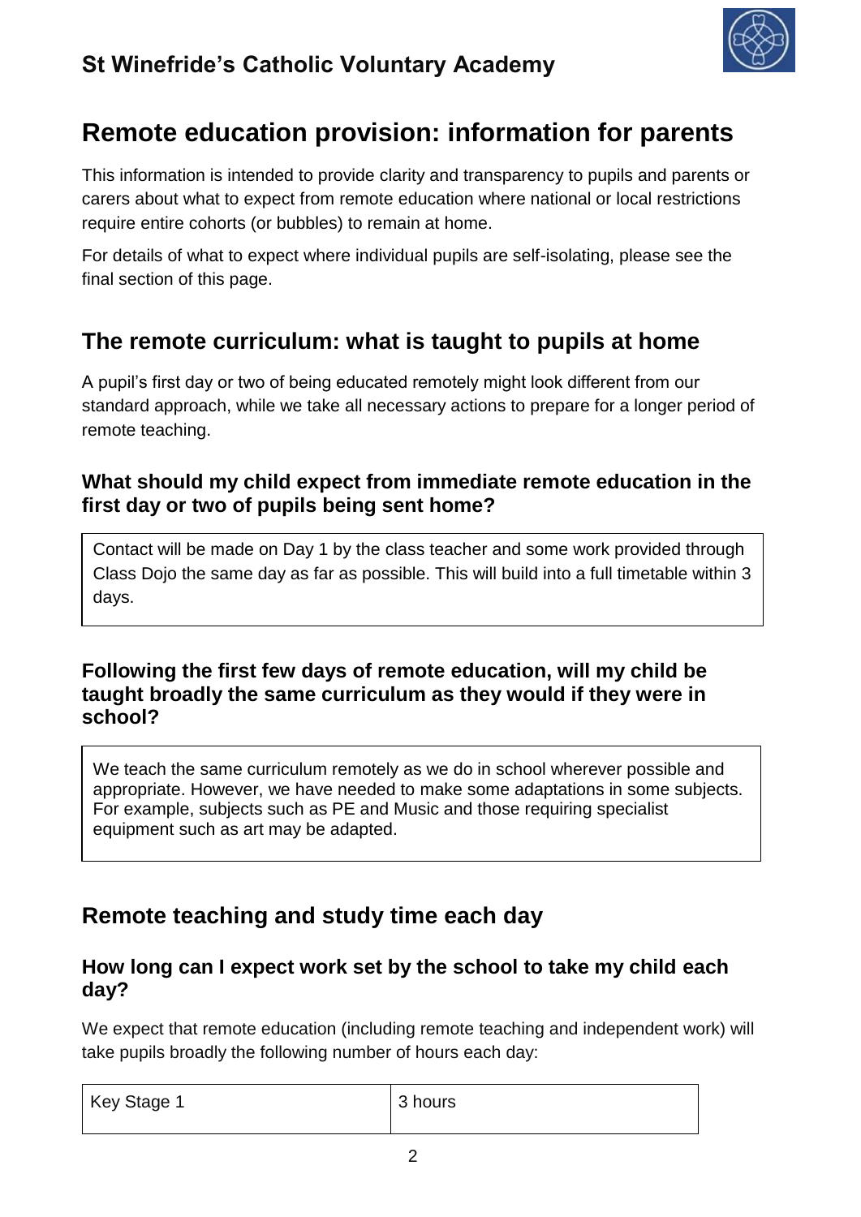## St Winefride's Catholic Voluntary Academy

# Remote education provision: information for parents

This information is intended to provide clarity and transparency to pupils and parents or carers about what to expect from remote education where national or local restrictions require entire cohorts (or bubbles) to remain at home.

For details of what to expect where individual pupils are self-isolating, please see the final section of this page.

## The remote curriculum: what is taught to pupils at home

A pupil's first day or two of being educated remotely might look different from our standard approach, while we take all necessary actions to prepare for a longer period of remote teaching.

### What should my child expect from immediate remote education in the first day or two of pupils being sent home?

Contact will be made on Day 1 by the class teacher and some work provided through Class Dojo the same day as far as possible. This will build into a full timetable within 3 days.

### Following the first few days of remote education, will my child be taught broadly the same curriculum as they would if they were in school?

We teach the same curriculum remotely as we do in school wherever possible and appropriate. However, we have needed to make some adaptations in some subjects. For example, subjects such as PE and Music and those requiring specialist equipment such as art may be adapted.

## Remote teaching and study time each day

### How long can I expect work set by the school to take my child each day?

We expect that remote education (including remote teaching and independent work) will take pupils broadly the following number of hours each day:

| Key Stage 1 | 3 hours |
|---|---|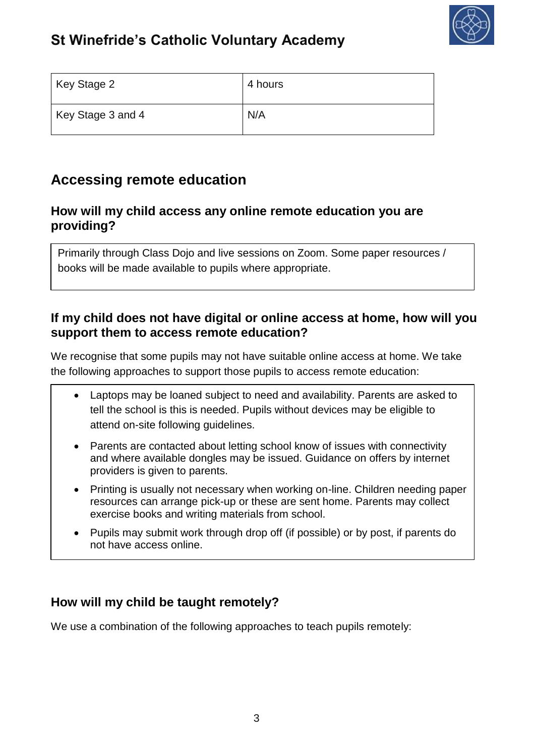| Key Stage 2 | 4 hours |
| --- | --- |
| Key Stage 3 and 4 | N/A |

## Accessing remote education

### How will my child access any online remote education you are providing?

Primarily through Class Dojo and live sessions on Zoom. Some paper resources / books will be made available to pupils where appropriate.

### If my child does not have digital or online access at home, how will you support them to access remote education?

We recognise that some pupils may not have suitable online access at home. We take the following approaches to support those pupils to access remote education:

- Laptops may be loaned subject to need and availability. Parents are asked to tell the school is this is needed. Pupils without devices may be eligible to attend on-site following guidelines.
- Parents are contacted about letting school know of issues with connectivity and where available dongles may be issued. Guidance on offers by internet providers is given to parents.
- Printing is usually not necessary when working on-line. Children needing paper resources can arrange pick-up or these are sent home. Parents may collect exercise books and writing materials from school.
- Pupils may submit work through drop off (if possible) or by post, if parents do not have access online.

### How will my child be taught remotely?

We use a combination of the following approaches to teach pupils remotely: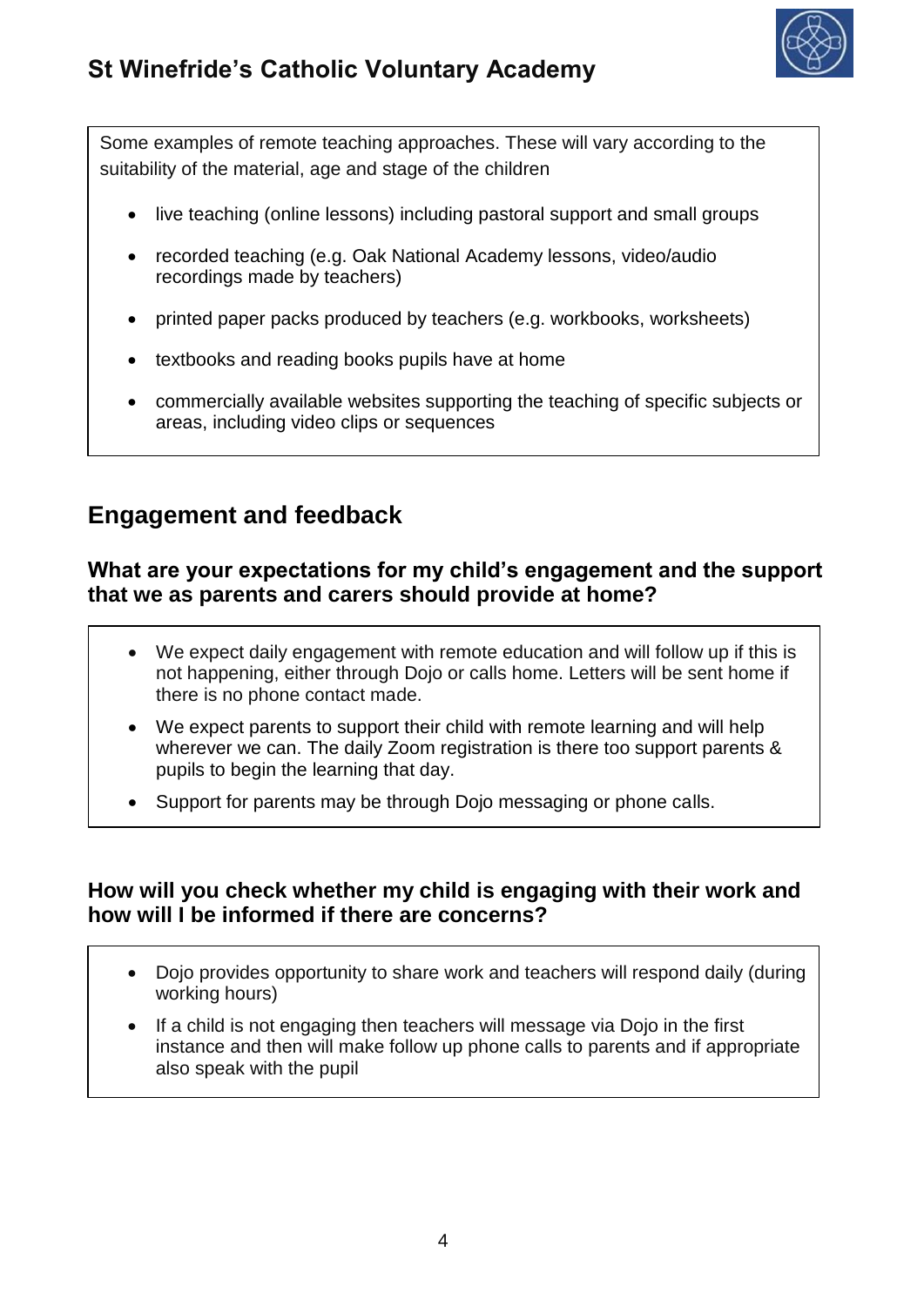Some examples of remote teaching approaches. These will vary according to the suitability of the material, age and stage of the children

- live teaching (online lessons) including pastoral support and small groups
- recorded teaching (e.g. Oak National Academy lessons, video/audio recordings made by teachers)
- printed paper packs produced by teachers (e.g. workbooks, worksheets)
- textbooks and reading books pupils have at home
- commercially available websites supporting the teaching of specific subjects or areas, including video clips or sequences

## Engagement and feedback

### What are your expectations for my child's engagement and the support that we as parents and carers should provide at home?

- We expect daily engagement with remote education and will follow up if this is not happening, either through Dojo or calls home. Letters will be sent home if there is no phone contact made.
- We expect parents to support their child with remote learning and will help wherever we can. The daily Zoom registration is there too support parents & pupils to begin the learning that day.
- Support for parents may be through Dojo messaging or phone calls.

### How will you check whether my child is engaging with their work and how will I be informed if there are concerns?

- Dojo provides opportunity to share work and teachers will respond daily (during working hours)
- If a child is not engaging then teachers will message via Dojo in the first instance and then will make follow up phone calls to parents and if appropriate also speak with the pupil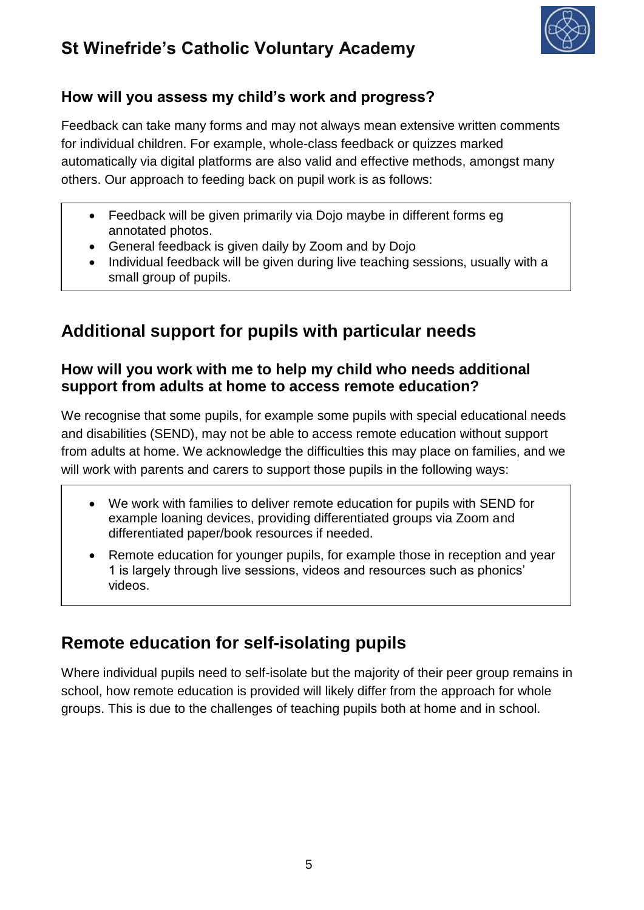### How will you assess my child's work and progress?

Feedback can take many forms and may not always mean extensive written comments for individual children. For example, whole-class feedback or quizzes marked automatically via digital platforms are also valid and effective methods, amongst many others. Our approach to feeding back on pupil work is as follows:

- Feedback will be given primarily via Dojo maybe in different forms eg annotated photos.
- General feedback is given daily by Zoom and by Dojo
- Individual feedback will be given during live teaching sessions, usually with a small group of pupils.

## Additional support for pupils with particular needs

### How will you work with me to help my child who needs additional support from adults at home to access remote education?

We recognise that some pupils, for example some pupils with special educational needs and disabilities (SEND), may not be able to access remote education without support from adults at home. We acknowledge the difficulties this may place on families, and we will work with parents and carers to support those pupils in the following ways:

- We work with families to deliver remote education for pupils with SEND for example loaning devices, providing differentiated groups via Zoom and differentiated paper/book resources if needed.
- Remote education for younger pupils, for example those in reception and year 1 is largely through live sessions, videos and resources such as phonics' videos.

## Remote education for self-isolating pupils

Where individual pupils need to self-isolate but the majority of their peer group remains in school, how remote education is provided will likely differ from the approach for whole groups. This is due to the challenges of teaching pupils both at home and in school.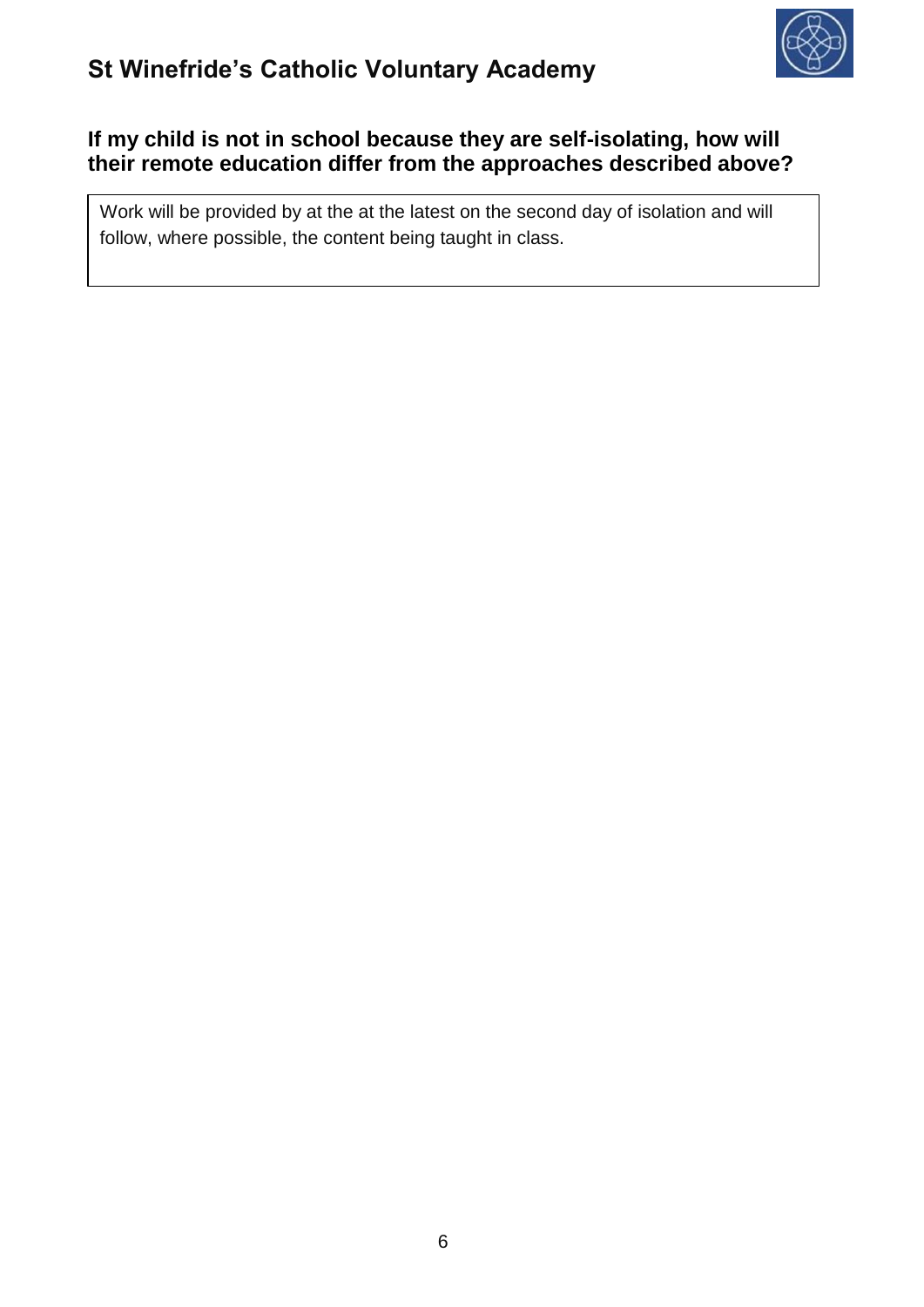### If my child is not in school because they are self-isolating, how will their remote education differ from the approaches described above?

Work will be provided by at the at the latest on the second day of isolation and will follow, where possible, the content being taught in class.